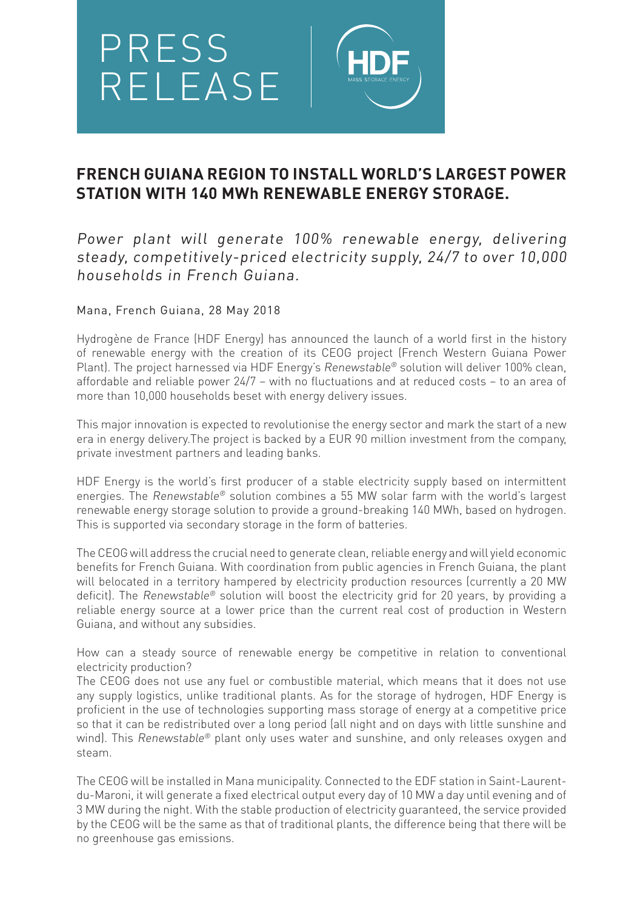# PRESS RELEASE

HDF
MASS STORAGE ENERGY

## FRENCH GUIANA REGION TO INSTALL WORLD'S LARGEST POWER STATION WITH 140 MWh RENEWABLE ENERGY STORAGE.

*Power plant will generate 100% renewable energy, delivering steady, competitively-priced electricity supply, 24/7 to over 10,000 households in French Guiana.*

Mana, French Guiana, 28 May 2018

Hydrogène de France (HDF Energy) has announced the launch of a world first in the history of renewable energy with the creation of its CEOG project (French Western Guiana Power Plant). The project harnessed via HDF Energy's *Renewstable®* solution will deliver 100% clean, affordable and reliable power 24/7 – with no fluctuations and at reduced costs – to an area of more than 10,000 households beset with energy delivery issues.

This major innovation is expected to revolutionise the energy sector and mark the start of a new era in energy delivery.The project is backed by a EUR 90 million investment from the company, private investment partners and leading banks.

HDF Energy is the world's first producer of a stable electricity supply based on intermittent energies. The *Renewstable®* solution combines a 55 MW solar farm with the world's largest renewable energy storage solution to provide a ground-breaking 140 MWh, based on hydrogen. This is supported via secondary storage in the form of batteries.

The CEOG will address the crucial need to generate clean, reliable energy and will yield economic benefits for French Guiana. With coordination from public agencies in French Guiana, the plant will belocated in a territory hampered by electricity production resources (currently a 20 MW deficit). The *Renewstable®* solution will boost the electricity grid for 20 years, by providing a reliable energy source at a lower price than the current real cost of production in Western Guiana, and without any subsidies.

How can a steady source of renewable energy be competitive in relation to conventional electricity production?
The CEOG does not use any fuel or combustible material, which means that it does not use any supply logistics, unlike traditional plants. As for the storage of hydrogen, HDF Energy is proficient in the use of technologies supporting mass storage of energy at a competitive price so that it can be redistributed over a long period (all night and on days with little sunshine and wind). This *Renewstable®* plant only uses water and sunshine, and only releases oxygen and steam.

The CEOG will be installed in Mana municipality. Connected to the EDF station in Saint-Laurent-du-Maroni, it will generate a fixed electrical output every day of 10 MW a day until evening and of 3 MW during the night. With the stable production of electricity guaranteed, the service provided by the CEOG will be the same as that of traditional plants, the difference being that there will be no greenhouse gas emissions.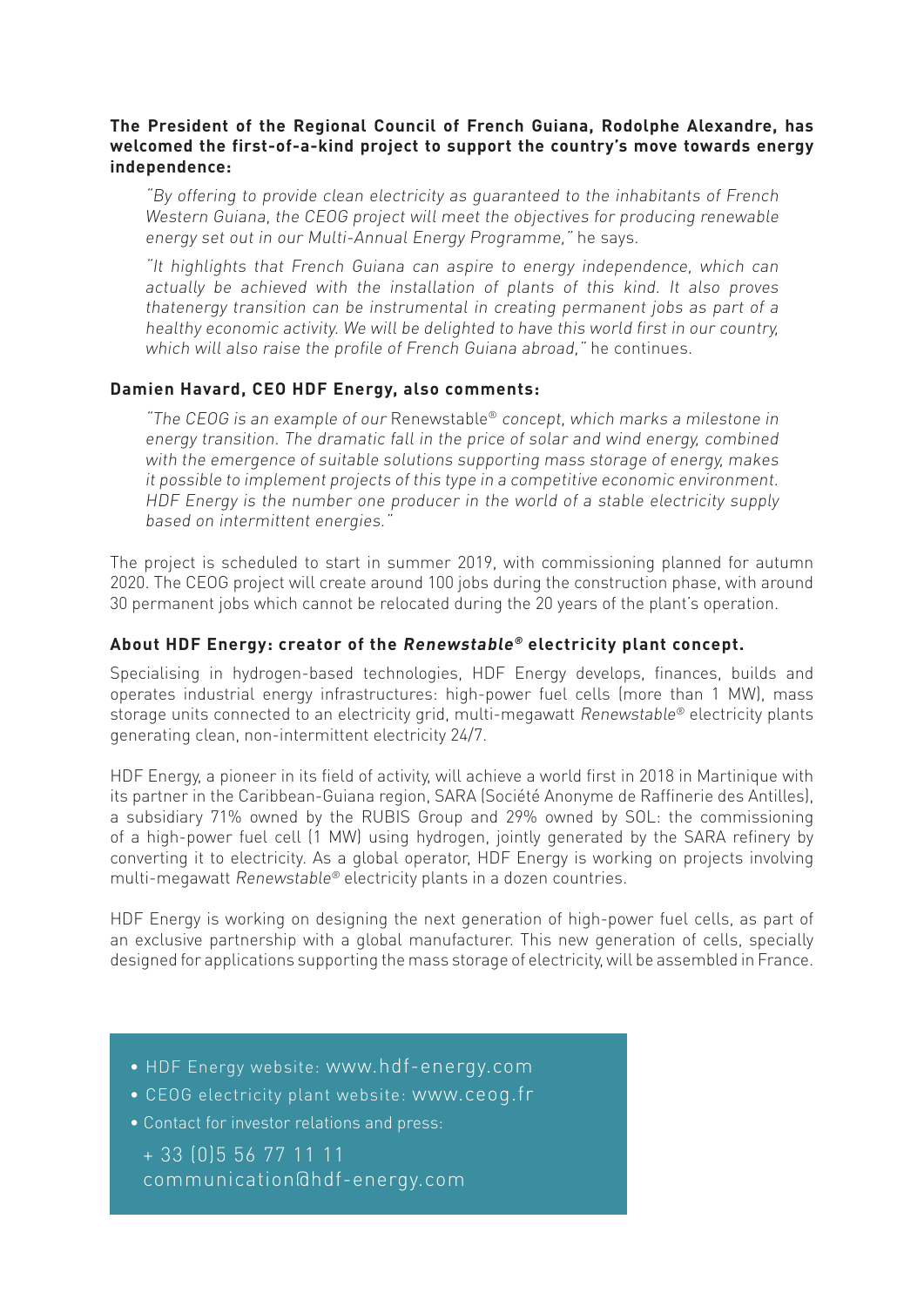**The President of the Regional Council of French Guiana, Rodolphe Alexandre, has welcomed the first-of-a-kind project to support the country's move towards energy independence:**

*"By offering to provide clean electricity as guaranteed to the inhabitants of French Western Guiana, the CEOG project will meet the objectives for producing renewable energy set out in our Multi-Annual Energy Programme,"* he says.

*"It highlights that French Guiana can aspire to energy independence, which can actually be achieved with the installation of plants of this kind. It also proves thatenergy transition can be instrumental in creating permanent jobs as part of a healthy economic activity. We will be delighted to have this world first in our country, which will also raise the profile of French Guiana abroad,"* he continues.

**Damien Havard, CEO HDF Energy, also comments:**

*"The CEOG is an example of our* Renewstable® *concept, which marks a milestone in energy transition. The dramatic fall in the price of solar and wind energy, combined with the emergence of suitable solutions supporting mass storage of energy, makes it possible to implement projects of this type in a competitive economic environment. HDF Energy is the number one producer in the world of a stable electricity supply based on intermittent energies."*

The project is scheduled to start in summer 2019, with commissioning planned for autumn 2020. The CEOG project will create around 100 jobs during the construction phase, with around 30 permanent jobs which cannot be relocated during the 20 years of the plant's operation.

**About HDF Energy: creator of the *Renewstable®* electricity plant concept.**

Specialising in hydrogen-based technologies, HDF Energy develops, finances, builds and operates industrial energy infrastructures: high-power fuel cells (more than 1 MW), mass storage units connected to an electricity grid, multi-megawatt *Renewstable®* electricity plants generating clean, non-intermittent electricity 24/7.

HDF Energy, a pioneer in its field of activity, will achieve a world first in 2018 in Martinique with its partner in the Caribbean-Guiana region, SARA (Société Anonyme de Raffinerie des Antilles), a subsidiary 71% owned by the RUBIS Group and 29% owned by SOL: the commissioning of a high-power fuel cell (1 MW) using hydrogen, jointly generated by the SARA refinery by converting it to electricity. As a global operator, HDF Energy is working on projects involving multi-megawatt *Renewstable®* electricity plants in a dozen countries.

HDF Energy is working on designing the next generation of high-power fuel cells, as part of an exclusive partnership with a global manufacturer. This new generation of cells, specially designed for applications supporting the mass storage of electricity, will be assembled in France.

- HDF Energy website: www.hdf-energy.com
- CEOG electricity plant website: www.ceog.fr
- Contact for investor relations and press:

  + 33 (0)5 56 77 11 11
  communication@hdf-energy.com